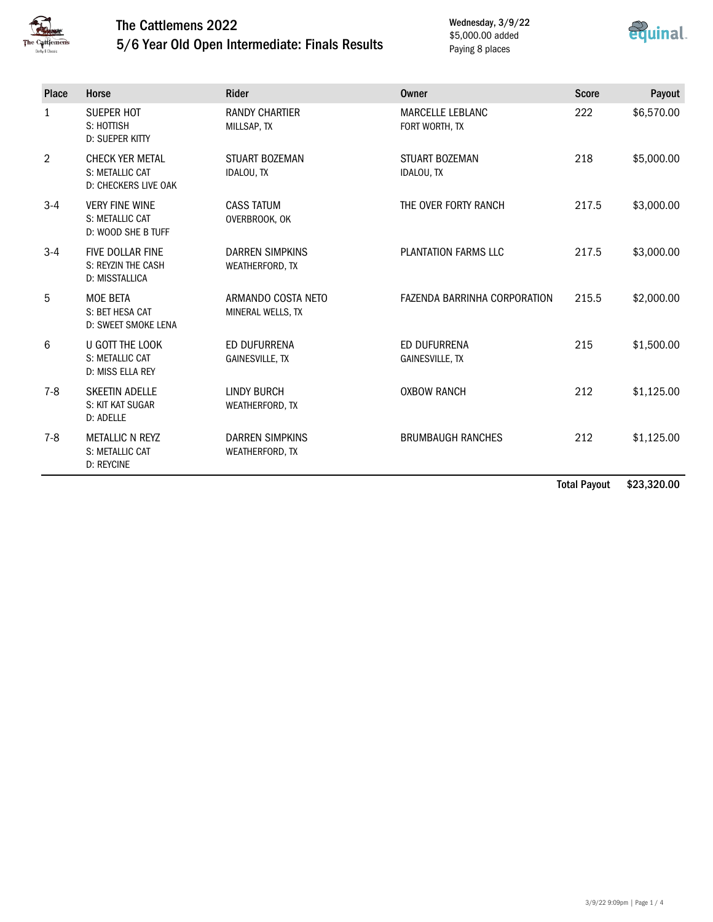# The Cattlemens 2022

## 5/6 Year Old Open Intermediate: Finals Results

Wednesday, 3/9/22
$5,000.00 added
Paying 8 places

| Place | Horse | Rider | Owner | Score | Payout |
|---|---|---|---|---|---|
| 1 | SUEPER HOT<br>S: HOTTISH<br>D: SUEPER KITTY | RANDY CHARTIER<br>MILLSAP, TX | MARCELLE LEBLANC<br>FORT WORTH, TX | 222 | $6,570.00 |
| 2 | CHECK YER METAL<br>S: METALLIC CAT<br>D: CHECKERS LIVE OAK | STUART BOZEMAN<br>IDALOU, TX | STUART BOZEMAN<br>IDALOU, TX | 218 | $5,000.00 |
| 3-4 | VERY FINE WINE<br>S: METALLIC CAT<br>D: WOOD SHE B TUFF | CASS TATUM<br>OVERBROOK, OK | THE OVER FORTY RANCH | 217.5 | $3,000.00 |
| 3-4 | FIVE DOLLAR FINE<br>S: REYZIN THE CASH<br>D: MISSTALLICA | DARREN SIMPKINS<br>WEATHERFORD, TX | PLANTATION FARMS LLC | 217.5 | $3,000.00 |
| 5 | MOE BETA<br>S: BET HESA CAT<br>D: SWEET SMOKE LENA | ARMANDO COSTA NETO<br>MINERAL WELLS, TX | FAZENDA BARRINHA CORPORATION | 215.5 | $2,000.00 |
| 6 | U GOTT THE LOOK<br>S: METALLIC CAT<br>D: MISS ELLA REY | ED DUFURRENA<br>GAINESVILLE, TX | ED DUFURRENA<br>GAINESVILLE, TX | 215 | $1,500.00 |
| 7-8 | SKEETIN ADELLE<br>S: KIT KAT SUGAR<br>D: ADELLE | LINDY BURCH<br>WEATHERFORD, TX | OXBOW RANCH | 212 | $1,125.00 |
| 7-8 | METALLIC N REYZ<br>S: METALLIC CAT<br>D: REYCINE | DARREN SIMPKINS<br>WEATHERFORD, TX | BRUMBAUGH RANCHES | 212 | $1,125.00 |
| | | | | **Total Payout** | **$23,320.00** |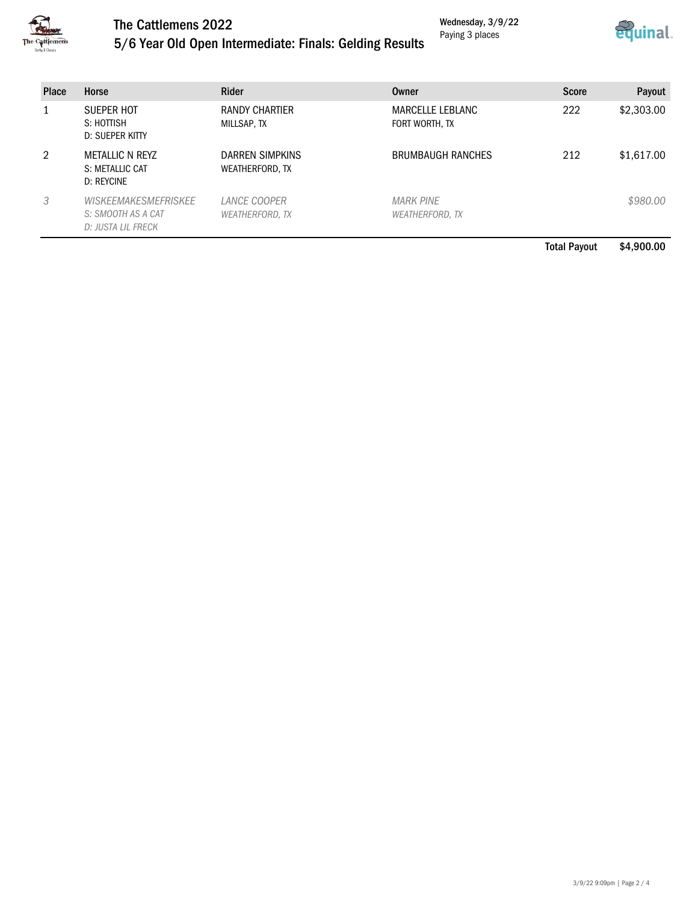# The Cattlemens 2022

## 5/6 Year Old Open Intermediate: Finals: Gelding Results

Wednesday, 3/9/22
Paying 3 places

| Place | Horse | Rider | Owner | Score | Payout |
|---|---|---|---|---|---|
| 1 | SUEPER HOT<br>S: HOTTISH<br>D: SUEPER KITTY | RANDY CHARTIER<br>MILLSAP, TX | MARCELLE LEBLANC<br>FORT WORTH, TX | 222 | $2,303.00 |
| 2 | METALLIC N REYZ<br>S: METALLIC CAT<br>D: REYCINE | DARREN SIMPKINS<br>WEATHERFORD, TX | BRUMBAUGH RANCHES | 212 | $1,617.00 |
| *3* | *WISKEEMAKESMEFRISKEE*<br>*S: SMOOTH AS A CAT*<br>*D: JUSTA LIL FRECK* | *LANCE COOPER*<br>*WEATHERFORD, TX* | *MARK PINE*<br>*WEATHERFORD, TX* | | *$980.00* |
| | | | | **Total Payout** | **$4,900.00** |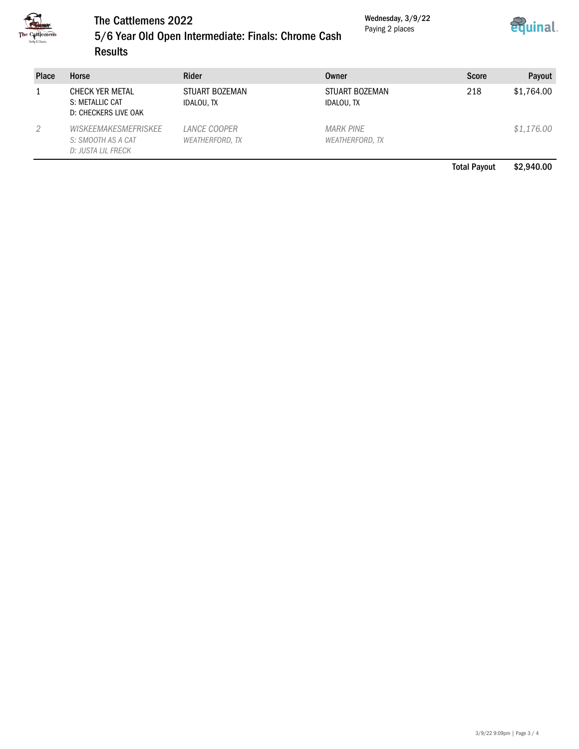# The Cattlemens 2022

## 5/6 Year Old Open Intermediate: Finals: Chrome Cash

## Results

Wednesday, 3/9/22
Paying 2 places

| Place | Horse | Rider | Owner | Score | Payout |
|---|---|---|---|---|---|
| 1 | CHECK YER METAL<br>S: METALLIC CAT<br>D: CHECKERS LIVE OAK | STUART BOZEMAN<br>IDALOU, TX | STUART BOZEMAN<br>IDALOU, TX | 218 | $1,764.00 |
| *2* | *WISKEEMAKESMEFRISKEE*<br>*S: SMOOTH AS A CAT*<br>*D: JUSTA LIL FRECK* | *LANCE COOPER*<br>*WEATHERFORD, TX* | *MARK PINE*<br>*WEATHERFORD, TX* | | *$1,176.00* |
| | | | | **Total Payout** | **$2,940.00** |

3/9/22 9:09pm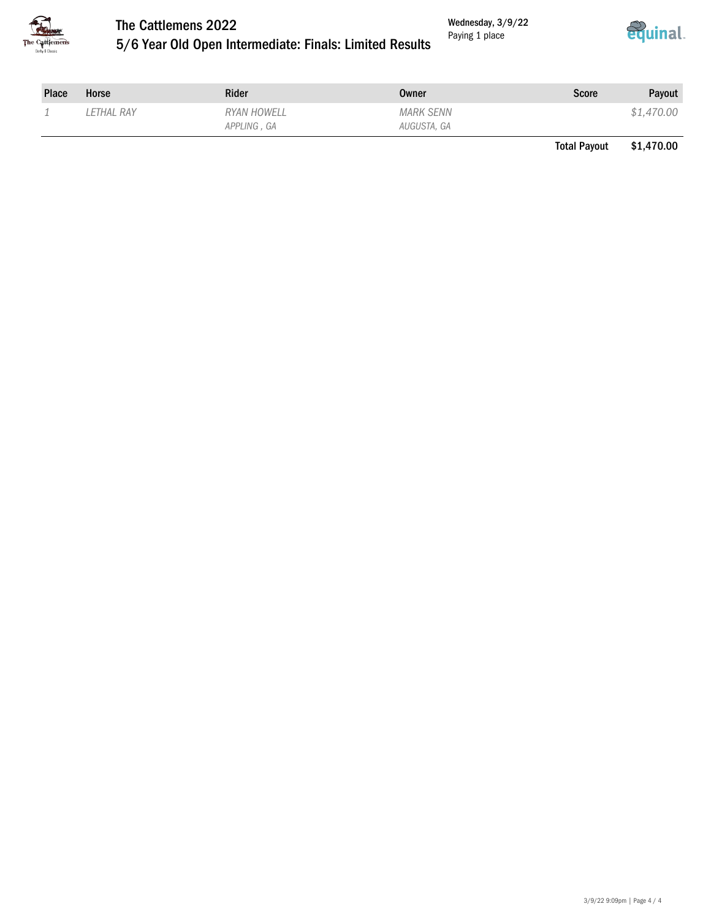# The Cattlemens 2022

## 5/6 Year Old Open Intermediate: Finals: Limited Results

Wednesday, 3/9/22
Paying 1 place

| Place | Horse | Rider | Owner | Score | Payout |
|---|---|---|---|---|---|
| *1* | *LETHAL RAY* | *RYAN HOWELL*<br>*APPLING , GA* | *MARK SENN*<br>*AUGUSTA, GA* | | *$1,470.00* |
| | | | | **Total Payout** | **$1,470.00** |

3/9/22 9:09pm